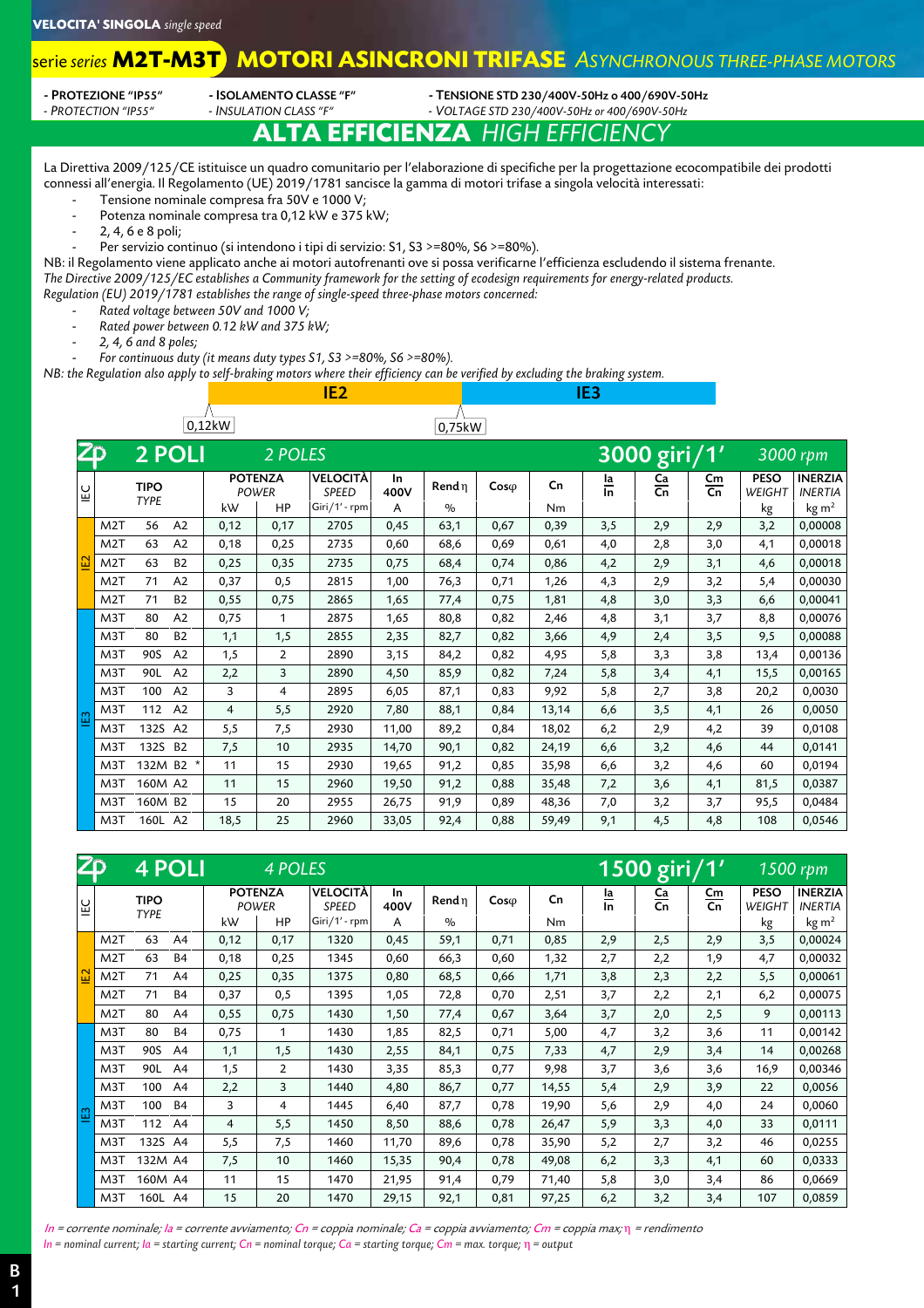**VELOCITA' SINGOLA** *single speed*

# serie *series* M2T-M3T MOTORI ASINCRONI TRIFASE *ASYNCHRONOUS THREE-PHASE MOTORS*

- PROTEZIONE "IP55" / *- PROTECTION "IP55"*
- ISOLAMENTO CLASSE "F" / *- INSULATION CLASS "F"*
- TENSIONE STD 230/400V-50Hz o 400/690V-50Hz / *- VOLTAGE STD 230/400V-50Hz or 400/690V-50Hz*

## ALTA EFFICIENZA *HIGH EFFICIENCY*

La Direttiva 2009/125/CE istituisce un quadro comunitario per l'elaborazione di specifiche per la progettazione ecocompatibile dei prodotti connessi all'energia. Il Regolamento (UE) 2019/1781 sancisce la gamma di motori trifase a singola velocità interessati:

- Tensione nominale compresa fra 50V e 1000 V;
- Potenza nominale compresa tra 0,12 kW e 375 kW;
- 2, 4, 6 e 8 poli;
- Per servizio continuo (si intendono i tipi di servizio: S1, S3 >=80%, S6 >=80%).

NB: il Regolamento viene applicato anche ai motori autofrenanti ove si possa verificarne l'efficienza escludendo il sistema frenante.

*The Directive 2009/125/EC establishes a Community framework for the setting of ecodesign requirements for energy-related products.*
*Regulation (EU) 2019/1781 establishes the range of single-speed three-phase motors concerned:*

- *Rated voltage between 50V and 1000 V;*
- *Rated power between 0.12 kW and 375 kW;*
- *2, 4, 6 and 8 poles;*
- *For continuous duty (it means duty types S1, S3 >=80%, S6 >=80%).*

*NB: the Regulation also apply to self-braking motors where their efficiency can be verified by excluding the braking system.*

IE2: from 0,12kW — IE3: from 0,75kW

### 2 POLI *2 POLES* — 3000 giri/1' *3000 rpm*

| IEC | TIPO *TYPE* | POTENZA *POWER* kW | HP | VELOCITÀ *SPEED* Giri/1' - rpm | In 400V A | Rend η % | Cosφ | Cn Nm | Ia/In | Ca/Cn | Cm/Cn | PESO *WEIGHT* kg | INERZIA *INERTIA* kg m² |
|---|---|---|---|---|---|---|---|---|---|---|---|---|---|
| IE2 | M2T 56 A2 | 0,12 | 0,17 | 2705 | 0,45 | 63,1 | 0,67 | 0,39 | 3,5 | 2,9 | 2,9 | 3,2 | 0,00008 |
| IE2 | M2T 63 A2 | 0,18 | 0,25 | 2735 | 0,60 | 68,6 | 0,69 | 0,61 | 4,0 | 2,8 | 3,0 | 4,1 | 0,00018 |
| IE2 | M2T 63 B2 | 0,25 | 0,35 | 2735 | 0,75 | 68,4 | 0,74 | 0,86 | 4,2 | 2,9 | 3,1 | 4,6 | 0,00018 |
| IE2 | M2T 71 A2 | 0,37 | 0,5 | 2815 | 1,00 | 76,3 | 0,71 | 1,26 | 4,3 | 2,9 | 3,2 | 5,4 | 0,00030 |
| IE2 | M2T 71 B2 | 0,55 | 0,75 | 2865 | 1,65 | 77,4 | 0,75 | 1,81 | 4,8 | 3,0 | 3,3 | 6,6 | 0,00041 |
| IE3 | M3T 80 A2 | 0,75 | 1 | 2875 | 1,65 | 80,8 | 0,82 | 2,46 | 4,8 | 3,1 | 3,7 | 8,8 | 0,00076 |
| IE3 | M3T 80 B2 | 1,1 | 1,5 | 2855 | 2,35 | 82,7 | 0,82 | 3,66 | 4,9 | 2,4 | 3,5 | 9,5 | 0,00088 |
| IE3 | M3T 90S A2 | 1,5 | 2 | 2890 | 3,15 | 84,2 | 0,82 | 4,95 | 5,8 | 3,3 | 3,8 | 13,4 | 0,00136 |
| IE3 | M3T 90L A2 | 2,2 | 3 | 2890 | 4,50 | 85,9 | 0,82 | 7,24 | 5,8 | 3,4 | 4,1 | 15,5 | 0,00165 |
| IE3 | M3T 100 A2 | 3 | 4 | 2895 | 6,05 | 87,1 | 0,83 | 9,92 | 5,8 | 2,7 | 3,8 | 20,2 | 0,0030 |
| IE3 | M3T 112 A2 | 4 | 5,5 | 2920 | 7,80 | 88,1 | 0,84 | 13,14 | 6,6 | 3,5 | 4,1 | 26 | 0,0050 |
| IE3 | M3T 132S A2 | 5,5 | 7,5 | 2930 | 11,00 | 89,2 | 0,84 | 18,02 | 6,2 | 2,9 | 4,2 | 39 | 0,0108 |
| IE3 | M3T 132S B2 | 7,5 | 10 | 2935 | 14,70 | 90,1 | 0,82 | 24,19 | 6,6 | 3,2 | 4,6 | 44 | 0,0141 |
| IE3 | M3T 132M B2 * | 11 | 15 | 2930 | 19,65 | 91,2 | 0,85 | 35,98 | 6,6 | 3,2 | 4,6 | 60 | 0,0194 |
| IE3 | M3T 160M A2 | 11 | 15 | 2960 | 19,50 | 91,2 | 0,88 | 35,48 | 7,2 | 3,6 | 4,1 | 81,5 | 0,0387 |
| IE3 | M3T 160M B2 | 15 | 20 | 2955 | 26,75 | 91,9 | 0,89 | 48,36 | 7,0 | 3,2 | 3,7 | 95,5 | 0,0484 |
| IE3 | M3T 160L A2 | 18,5 | 25 | 2960 | 33,05 | 92,4 | 0,88 | 59,49 | 9,1 | 4,5 | 4,8 | 108 | 0,0546 |

### 4 POLI *4 POLES* — 1500 giri/1' *1500 rpm*

| IEC | TIPO *TYPE* | POTENZA *POWER* kW | HP | VELOCITÀ *SPEED* Giri/1' - rpm | In 400V A | Rend η % | Cosφ | Cn Nm | Ia/In | Ca/Cn | Cm/Cn | PESO *WEIGHT* kg | INERZIA *INERTIA* kg m² |
|---|---|---|---|---|---|---|---|---|---|---|---|---|---|
| IE2 | M2T 63 A4 | 0,12 | 0,17 | 1320 | 0,45 | 59,1 | 0,71 | 0,85 | 2,9 | 2,5 | 2,9 | 3,5 | 0,00024 |
| IE2 | M2T 63 B4 | 0,18 | 0,25 | 1345 | 0,60 | 66,3 | 0,60 | 1,32 | 2,7 | 2,2 | 1,9 | 4,7 | 0,00032 |
| IE2 | M2T 71 A4 | 0,25 | 0,35 | 1375 | 0,80 | 68,5 | 0,66 | 1,71 | 3,8 | 2,3 | 2,2 | 5,5 | 0,00061 |
| IE2 | M2T 71 B4 | 0,37 | 0,5 | 1395 | 1,05 | 72,8 | 0,70 | 2,51 | 3,7 | 2,2 | 2,1 | 6,2 | 0,00075 |
| IE2 | M2T 80 A4 | 0,55 | 0,75 | 1430 | 1,50 | 77,4 | 0,67 | 3,64 | 3,7 | 2,0 | 2,5 | 9 | 0,00113 |
| IE3 | M3T 80 B4 | 0,75 | 1 | 1430 | 1,85 | 82,5 | 0,71 | 5,00 | 4,7 | 3,2 | 3,6 | 11 | 0,00142 |
| IE3 | M3T 90S A4 | 1,1 | 1,5 | 1430 | 2,55 | 84,1 | 0,75 | 7,33 | 4,7 | 2,9 | 3,4 | 14 | 0,00268 |
| IE3 | M3T 90L A4 | 1,5 | 2 | 1430 | 3,35 | 85,3 | 0,77 | 9,98 | 3,7 | 3,6 | 3,6 | 16,9 | 0,00346 |
| IE3 | M3T 100 A4 | 2,2 | 3 | 1440 | 4,80 | 86,7 | 0,77 | 14,55 | 5,4 | 2,9 | 3,9 | 22 | 0,0056 |
| IE3 | M3T 100 B4 | 3 | 4 | 1445 | 6,40 | 87,7 | 0,78 | 19,90 | 5,6 | 2,9 | 4,0 | 24 | 0,0060 |
| IE3 | M3T 112 A4 | 4 | 5,5 | 1450 | 8,50 | 88,6 | 0,78 | 26,47 | 5,9 | 3,3 | 4,0 | 33 | 0,0111 |
| IE3 | M3T 132S A4 | 5,5 | 7,5 | 1460 | 11,70 | 89,6 | 0,78 | 35,90 | 5,2 | 2,7 | 3,2 | 46 | 0,0255 |
| IE3 | M3T 132M A4 | 7,5 | 10 | 1460 | 15,35 | 90,4 | 0,78 | 49,08 | 6,2 | 3,3 | 4,1 | 60 | 0,0333 |
| IE3 | M3T 160M A4 | 11 | 15 | 1470 | 21,95 | 91,4 | 0,79 | 71,40 | 5,8 | 3,0 | 3,4 | 86 | 0,0669 |
| IE3 | M3T 160L A4 | 15 | 20 | 1470 | 29,15 | 92,1 | 0,81 | 97,25 | 6,2 | 3,2 | 3,4 | 107 | 0,0859 |

*In = corrente nominale; Ia = corrente avviamento; Cn = coppia nominale; Ca = coppia avviamento; Cm = coppia max; η = rendimento*
*In = nominal current; Ia = starting current; Cn = nominal torque; Ca = starting torque; Cm = max. torque; η = output*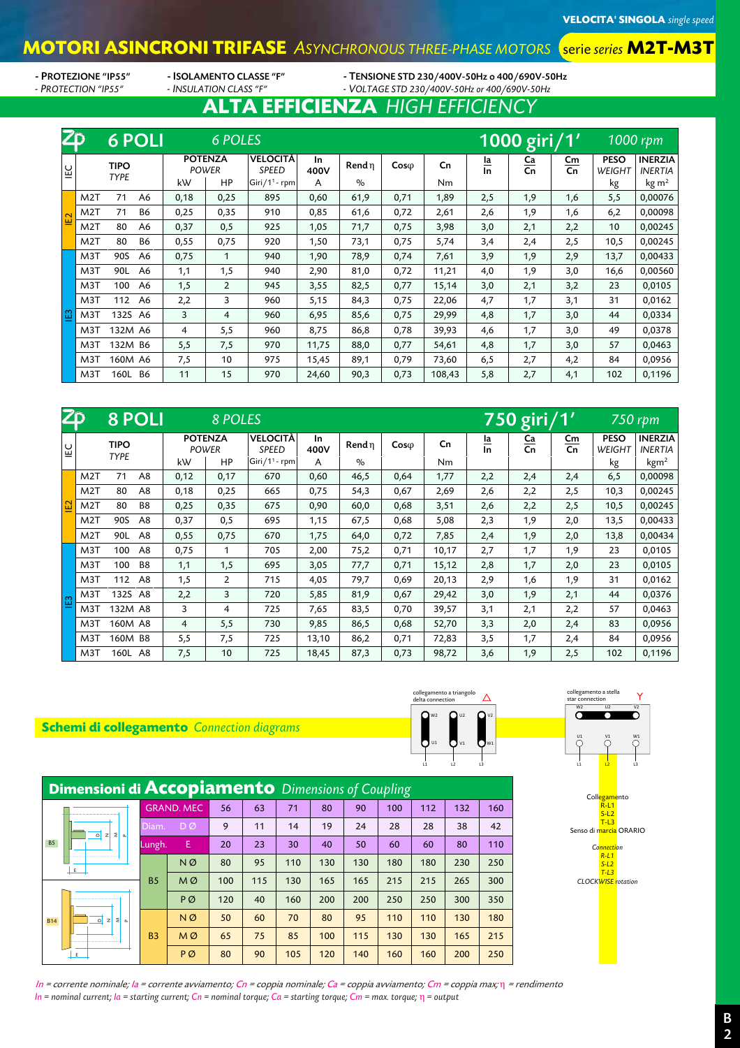**VELOCITA' SINGOLA** *single speed*

# MOTORI ASINCRONI TRIFASE *ASYNCHRONOUS THREE-PHASE MOTORS* serie *series* **M2T-M3T**

- **PROTEZIONE "IP55"** *- PROTECTION "IP55"*
- **ISOLAMENTO CLASSE "F"** *- INSULATION CLASS "F"*
- **TENSIONE STD 230/400V-50Hz o 400/690V-50Hz** *- VOLTAGE STD 230/400V-50Hz or 400/690V-50Hz*

## ALTA EFFICIENZA *HIGH EFFICIENCY*

### 6 POLI *6 POLES* — 1000 giri/1' *1000 rpm*

| IEC | TIPO *TYPE* | | | POTENZA *POWER* kW | HP | VELOCITÀ *SPEED* Giri/1' - rpm | In 400V A | Rend η % | Cosφ | Cn Nm | Ia/In | Ca/Cn | Cm/Cn | PESO *WEIGHT* kg | INERZIA *INERTIA* kg m² |
|---|---|---|---|---|---|---|---|---|---|---|---|---|---|---|---|
| IE2 | M2T | 71 | A6 | 0,18 | 0,25 | 895 | 0,60 | 61,9 | 0,71 | 1,89 | 2,5 | 1,9 | 1,6 | 5,5 | 0,00076 |
| IE2 | M2T | 71 | B6 | 0,25 | 0,35 | 910 | 0,85 | 61,6 | 0,72 | 2,61 | 2,6 | 1,9 | 1,6 | 6,2 | 0,00098 |
| IE2 | M2T | 80 | A6 | 0,37 | 0,5 | 925 | 1,05 | 71,7 | 0,75 | 3,98 | 3,0 | 2,1 | 2,2 | 10 | 0,00245 |
| IE2 | M2T | 80 | B6 | 0,55 | 0,75 | 920 | 1,50 | 73,1 | 0,75 | 5,74 | 3,4 | 2,4 | 2,5 | 10,5 | 0,00245 |
| IE3 | M3T | 90S | A6 | 0,75 | 1 | 940 | 1,90 | 78,9 | 0,74 | 7,61 | 3,9 | 1,9 | 2,9 | 13,7 | 0,00433 |
| IE3 | M3T | 90L | A6 | 1,1 | 1,5 | 940 | 2,90 | 81,0 | 0,72 | 11,21 | 4,0 | 1,9 | 3,0 | 16,6 | 0,00560 |
| IE3 | M3T | 100 | A6 | 1,5 | 2 | 945 | 3,55 | 82,5 | 0,77 | 15,14 | 3,0 | 2,1 | 3,2 | 23 | 0,0105 |
| IE3 | M3T | 112 | A6 | 2,2 | 3 | 960 | 5,15 | 84,3 | 0,75 | 22,06 | 4,7 | 1,7 | 3,1 | 31 | 0,0162 |
| IE3 | M3T | 132S | A6 | 3 | 4 | 960 | 6,95 | 85,6 | 0,75 | 29,99 | 4,8 | 1,7 | 3,0 | 44 | 0,0334 |
| IE3 | M3T | 132M | A6 | 4 | 5,5 | 960 | 8,75 | 86,8 | 0,78 | 39,93 | 4,6 | 1,7 | 3,0 | 49 | 0,0378 |
| IE3 | M3T | 132M | B6 | 5,5 | 7,5 | 970 | 11,75 | 88,0 | 0,77 | 54,61 | 4,8 | 1,7 | 3,0 | 57 | 0,0463 |
| IE3 | M3T | 160M | A6 | 7,5 | 10 | 975 | 15,45 | 89,1 | 0,79 | 73,60 | 6,5 | 2,7 | 4,2 | 84 | 0,0956 |
| IE3 | M3T | 160L | B6 | 11 | 15 | 970 | 24,60 | 90,3 | 0,73 | 108,43 | 5,8 | 2,7 | 4,1 | 102 | 0,1196 |

### 8 POLI *8 POLES* — 750 giri/1' *750 rpm*

| IEC | TIPO *TYPE* | | | POTENZA *POWER* kW | HP | VELOCITÀ *SPEED* Giri/1' - rpm | In 400V A | Rend η % | Cosφ | Cn Nm | Ia/In | Ca/Cn | Cm/Cn | PESO *WEIGHT* kg | INERZIA *INERTIA* kgm² |
|---|---|---|---|---|---|---|---|---|---|---|---|---|---|---|---|
| IE2 | M2T | 71 | A8 | 0,12 | 0,17 | 670 | 0,60 | 46,5 | 0,64 | 1,77 | 2,2 | 2,4 | 2,4 | 6,5 | 0,00098 |
| IE2 | M2T | 80 | A8 | 0,18 | 0,25 | 665 | 0,75 | 54,3 | 0,67 | 2,69 | 2,6 | 2,2 | 2,5 | 10,3 | 0,00245 |
| IE2 | M2T | 80 | B8 | 0,25 | 0,35 | 675 | 0,90 | 60,0 | 0,68 | 3,51 | 2,6 | 2,2 | 2,5 | 10,5 | 0,00245 |
| IE2 | M2T | 90S | A8 | 0,37 | 0,5 | 695 | 1,15 | 67,5 | 0,68 | 5,08 | 2,3 | 1,9 | 2,0 | 13,5 | 0,00433 |
| IE2 | M2T | 90L | A8 | 0,55 | 0,75 | 670 | 1,75 | 64,0 | 0,72 | 7,85 | 2,4 | 1,9 | 2,0 | 13,8 | 0,00434 |
| IE3 | M3T | 100 | A8 | 0,75 | 1 | 705 | 2,00 | 75,2 | 0,71 | 10,17 | 2,7 | 1,7 | 1,9 | 23 | 0,0105 |
| IE3 | M3T | 100 | B8 | 1,1 | 1,5 | 695 | 3,05 | 77,7 | 0,71 | 15,12 | 2,8 | 1,7 | 2,0 | 23 | 0,0105 |
| IE3 | M3T | 112 | A8 | 1,5 | 2 | 715 | 4,05 | 79,7 | 0,69 | 20,13 | 2,9 | 1,6 | 1,9 | 31 | 0,0162 |
| IE3 | M3T | 132S | A8 | 2,2 | 3 | 720 | 5,85 | 81,9 | 0,67 | 29,42 | 3,0 | 1,9 | 2,1 | 44 | 0,0376 |
| IE3 | M3T | 132M | A8 | 3 | 4 | 725 | 7,65 | 83,5 | 0,70 | 39,57 | 3,1 | 2,1 | 2,2 | 57 | 0,0463 |
| IE3 | M3T | 160M | A8 | 4 | 5,5 | 730 | 9,85 | 86,5 | 0,68 | 52,70 | 3,3 | 2,0 | 2,4 | 83 | 0,0956 |
| IE3 | M3T | 160M | B8 | 5,5 | 7,5 | 725 | 13,10 | 86,2 | 0,71 | 72,83 | 3,5 | 1,7 | 2,4 | 84 | 0,0956 |
| IE3 | M3T | 160L | A8 | 7,5 | 10 | 725 | 18,45 | 87,3 | 0,73 | 98,72 | 3,6 | 1,9 | 2,5 | 102 | 0,1196 |

### Schemi di collegamento *Connection diagrams*

collegamento a triangolo / delta connection △

W2 U2 V2
U1 V1 W1
L1 L2 L3

collegamento a stella / star connection Y

W2 U2 V2
U1 V1 W1
L1 L2 L3

Collegamento
R-L1
S-L2
T-L3
Senso di marcia ORARIO

*Connection*
*R-L1*
*S-L2*
*T-L3*
*CLOCKWISE rotation*

### Dimensioni di Accopiamento *Dimensions of Coupling*

| | | GRAND. MEC | 56 | 63 | 71 | 80 | 90 | 100 | 112 | 132 | 160 |
|---|---|---|---|---|---|---|---|---|---|---|---|
| B5 | Diam. | D Ø | 9 | 11 | 14 | 19 | 24 | 28 | 28 | 38 | 42 |
| | Lungh. | E | 20 | 23 | 30 | 40 | 50 | 60 | 60 | 80 | 110 |
| | B5 | N Ø | 80 | 95 | 110 | 130 | 130 | 180 | 180 | 230 | 250 |
| | B5 | M Ø | 100 | 115 | 130 | 165 | 165 | 215 | 215 | 265 | 300 |
| | B5 | P Ø | 120 | 40 | 160 | 200 | 200 | 250 | 250 | 300 | 350 |
| B14 | B3 | N Ø | 50 | 60 | 70 | 80 | 95 | 110 | 110 | 130 | 180 |
| | B3 | M Ø | 65 | 75 | 85 | 100 | 115 | 130 | 130 | 165 | 215 |
| | B3 | P Ø | 80 | 90 | 105 | 120 | 140 | 160 | 160 | 200 | 250 |

*In = corrente nominale; Ia = corrente avviamento; Cn = coppia nominale; Ca = coppia avviamento; Cm = coppia max; η = rendimento*
*In = nominal current; Ia = starting current; Cn = nominal torque; Ca = starting torque; Cm = max. torque; η = output*